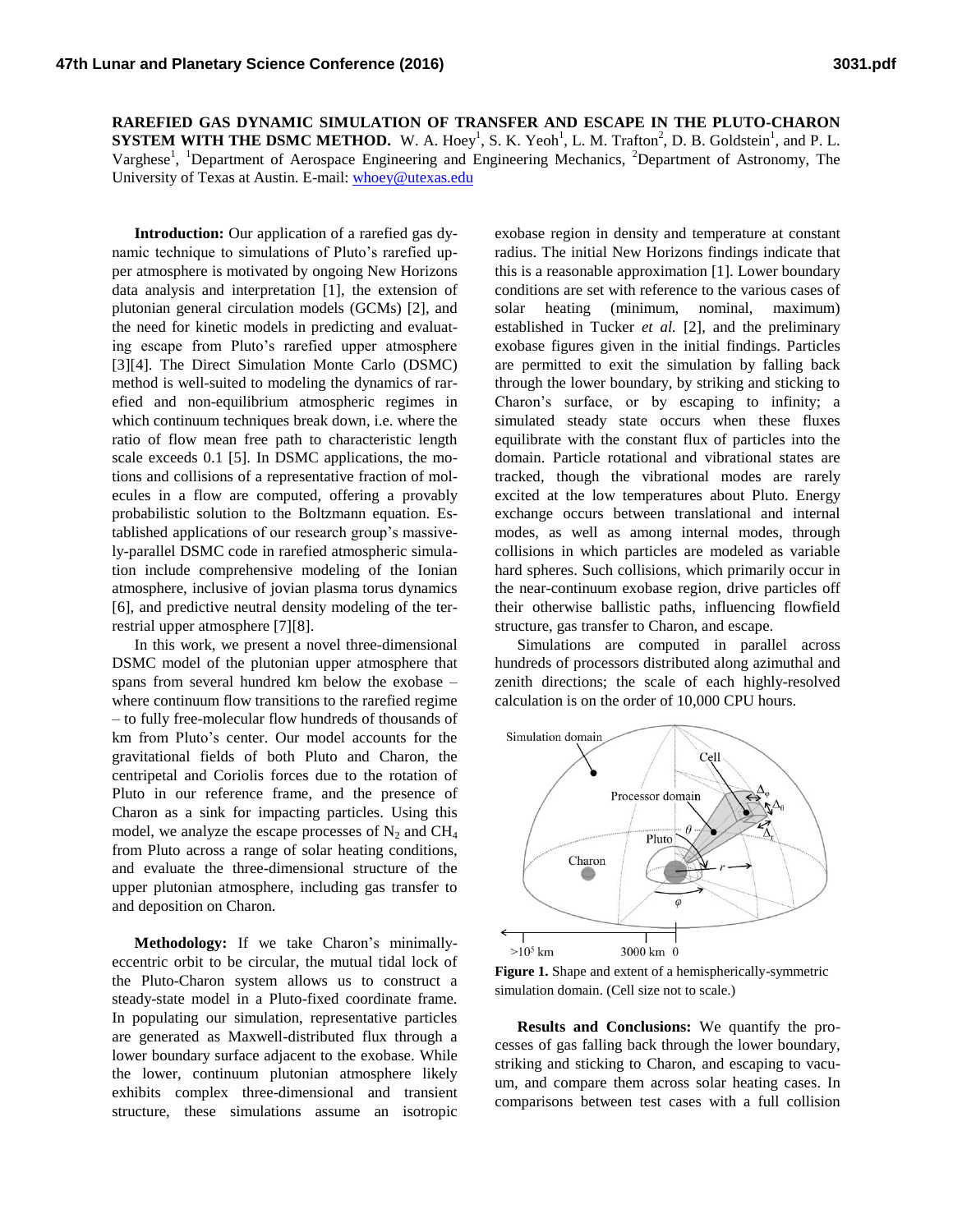# RAREFIED GAS DYNAMIC SIMULATION OF TRANSFER AND ESCAPE IN THE PLUTO-CHARON SYSTEM WITH THE DSMC METHOD.

W. A. Hoey[1], S. K. Yeoh[1], L. M. Trafton[2], D. B. Goldstein[1], and P. L. Varghese[1], [1]Department of Aerospace Engineering and Engineering Mechanics, [2]Department of Astronomy, The University of Texas at Austin. E-mail: whoey@utexas.edu

**Introduction:** Our application of a rarefied gas dynamic technique to simulations of Pluto's rarefied upper atmosphere is motivated by ongoing New Horizons data analysis and interpretation [1], the extension of plutonian general circulation models (GCMs) [2], and the need for kinetic models in predicting and evaluating escape from Pluto's rarefied upper atmosphere [3][4]. The Direct Simulation Monte Carlo (DSMC) method is well-suited to modeling the dynamics of rarefied and non-equilibrium atmospheric regimes in which continuum techniques break down, i.e. where the ratio of flow mean free path to characteristic length scale exceeds 0.1 [5]. In DSMC applications, the motions and collisions of a representative fraction of molecules in a flow are computed, offering a provably probabilistic solution to the Boltzmann equation. Established applications of our research group's massively-parallel DSMC code in rarefied atmospheric simulation include comprehensive modeling of the Ionian atmosphere, inclusive of jovian plasma torus dynamics [6], and predictive neutral density modeling of the terrestrial upper atmosphere [7][8].

In this work, we present a novel three-dimensional DSMC model of the plutonian upper atmosphere that spans from several hundred km below the exobase – where continuum flow transitions to the rarefied regime – to fully free-molecular flow hundreds of thousands of km from Pluto's center. Our model accounts for the gravitational fields of both Pluto and Charon, the centripetal and Coriolis forces due to the rotation of Pluto in our reference frame, and the presence of Charon as a sink for impacting particles. Using this model, we analyze the escape processes of $N_2$ and $CH_4$ from Pluto across a range of solar heating conditions, and evaluate the three-dimensional structure of the upper plutonian atmosphere, including gas transfer to and deposition on Charon.

**Methodology:** If we take Charon's minimally-eccentric orbit to be circular, the mutual tidal lock of the Pluto-Charon system allows us to construct a steady-state model in a Pluto-fixed coordinate frame. In populating our simulation, representative particles are generated as Maxwell-distributed flux through a lower boundary surface adjacent to the exobase. While the lower, continuum plutonian atmosphere likely exhibits complex three-dimensional and transient structure, these simulations assume an isotropic exobase region in density and temperature at constant radius. The initial New Horizons findings indicate that this is a reasonable approximation [1]. Lower boundary conditions are set with reference to the various cases of solar heating (minimum, nominal, maximum) established in Tucker *et al.* [2], and the preliminary exobase figures given in the initial findings. Particles are permitted to exit the simulation by falling back through the lower boundary, by striking and sticking to Charon's surface, or by escaping to infinity; a simulated steady state occurs when these fluxes equilibrate with the constant flux of particles into the domain. Particle rotational and vibrational states are tracked, though the vibrational modes are rarely excited at the low temperatures about Pluto. Energy exchange occurs between translational and internal modes, as well as among internal modes, through collisions in which particles are modeled as variable hard spheres. Such collisions, which primarily occur in the near-continuum exobase region, drive particles off their otherwise ballistic paths, influencing flowfield structure, gas transfer to Charon, and escape.

Simulations are computed in parallel across hundreds of processors distributed along azimuthal and zenith directions; the scale of each highly-resolved calculation is on the order of 10,000 CPU hours.

Simulation domain
Cell
Processor domain
Pluto
Charon
$\Delta_\varphi$
$\Delta_\theta$
$\Delta_r$
$\theta$
$r$
$\varphi$
$>10^5$ km
3000 km
0

**Figure 1.** Shape and extent of a hemispherically-symmetric simulation domain. (Cell size not to scale.)

**Results and Conclusions:** We quantify the processes of gas falling back through the lower boundary, striking and sticking to Charon, and escaping to vacuum, and compare them across solar heating cases. In comparisons between test cases with a full collision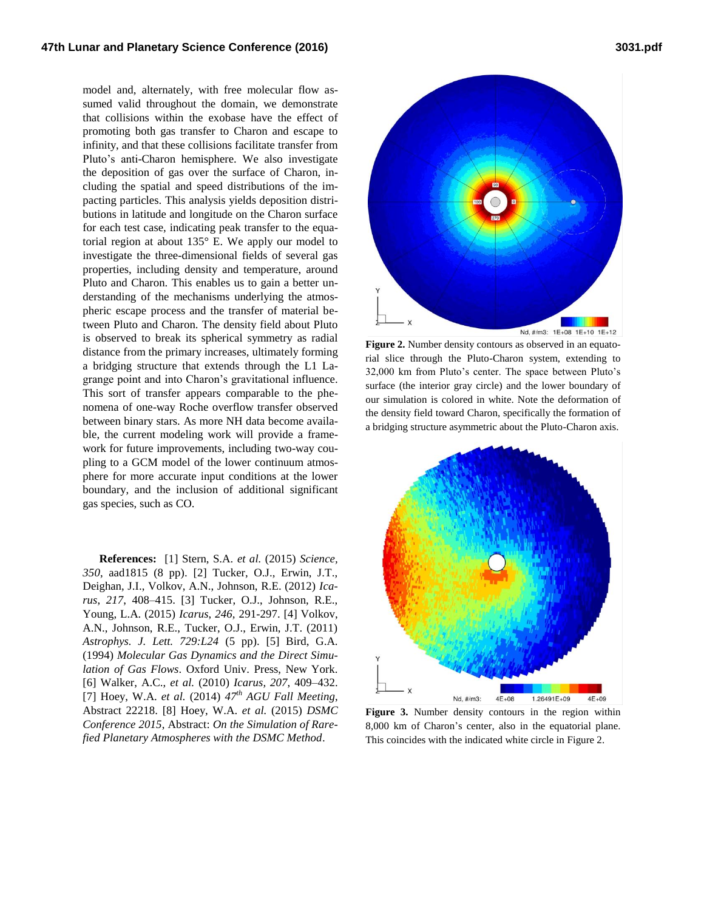model and, alternately, with free molecular flow assumed valid throughout the domain, we demonstrate that collisions within the exobase have the effect of promoting both gas transfer to Charon and escape to infinity, and that these collisions facilitate transfer from Pluto's anti-Charon hemisphere. We also investigate the deposition of gas over the surface of Charon, including the spatial and speed distributions of the impacting particles. This analysis yields deposition distributions in latitude and longitude on the Charon surface for each test case, indicating peak transfer to the equatorial region at about 135° E. We apply our model to investigate the three-dimensional fields of several gas properties, including density and temperature, around Pluto and Charon. This enables us to gain a better understanding of the mechanisms underlying the atmospheric escape process and the transfer of material between Pluto and Charon. The density field about Pluto is observed to break its spherical symmetry as radial distance from the primary increases, ultimately forming a bridging structure that extends through the L1 Lagrange point and into Charon's gravitational influence. This sort of transfer appears comparable to the phenomena of one-way Roche overflow transfer observed between binary stars. As more NH data become available, the current modeling work will provide a framework for future improvements, including two-way coupling to a GCM model of the lower continuum atmosphere for more accurate input conditions at the lower boundary, and the inclusion of additional significant gas species, such as CO.

Y
X
Nd, #/m3: 1E+08 1E+10 1E+12

**Figure 2.** Number density contours as observed in an equatorial slice through the Pluto-Charon system, extending to 32,000 km from Pluto's center. The space between Pluto's surface (the interior gray circle) and the lower boundary of our simulation is colored in white. Note the deformation of the density field toward Charon, specifically the formation of a bridging structure asymmetric about the Pluto-Charon axis.

Y
X
Nd, #/m3: 4E+08 1.26491E+09 4E+09

**Figure 3.** Number density contours in the region within 8,000 km of Charon's center, also in the equatorial plane. This coincides with the indicated white circle in Figure 2.

**References:** [1] Stern, S.A. *et al.* (2015) *Science, 350*, aad1815 (8 pp). [2] Tucker, O.J., Erwin, J.T., Deighan, J.I., Volkov, A.N., Johnson, R.E. (2012) *Icarus, 217*, 408–415. [3] Tucker, O.J., Johnson, R.E., Young, L.A. (2015) *Icarus, 246*, 291-297. [4] Volkov, A.N., Johnson, R.E., Tucker, O.J., Erwin, J.T. (2011) *Astrophys. J. Lett. 729:L24* (5 pp). [5] Bird, G.A. (1994) *Molecular Gas Dynamics and the Direct Simulation of Gas Flows*. Oxford Univ. Press, New York. [6] Walker, A.C., *et al.* (2010) *Icarus, 207*, 409–432. [7] Hoey, W.A. *et al.* (2014) *47th AGU Fall Meeting*, Abstract 22218. [8] Hoey, W.A. *et al.* (2015) *DSMC Conference 2015*, Abstract: *On the Simulation of Rarefied Planetary Atmospheres with the DSMC Method*.